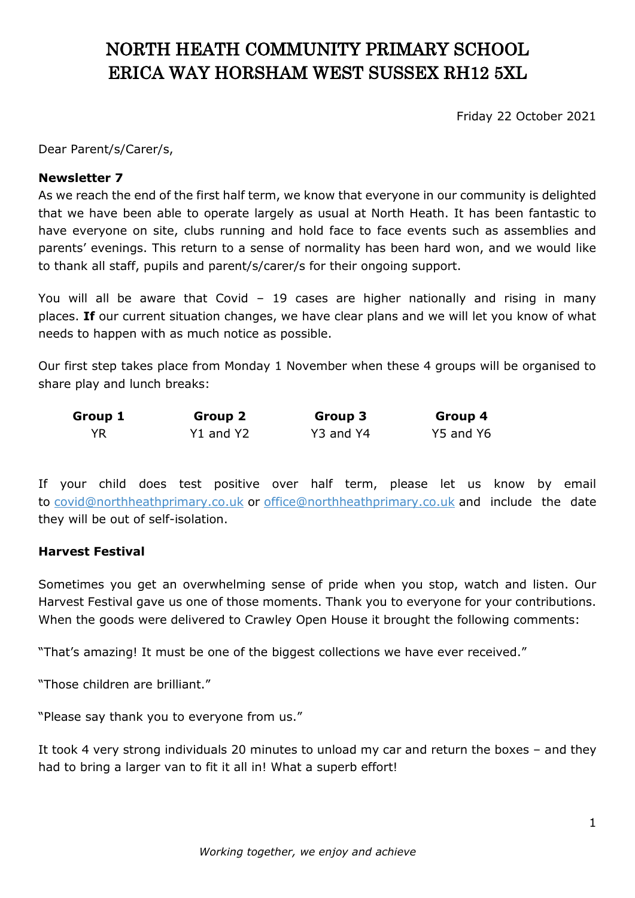# NORTH HEATH COMMUNITY PRIMARY SCHOOL
# ERICA WAY HORSHAM WEST SUSSEX RH12 5XL

Friday 22 October 2021

Dear Parent/s/Carer/s,

**Newsletter 7**

As we reach the end of the first half term, we know that everyone in our community is delighted that we have been able to operate largely as usual at North Heath. It has been fantastic to have everyone on site, clubs running and hold face to face events such as assemblies and parents' evenings. This return to a sense of normality has been hard won, and we would like to thank all staff, pupils and parent/s/carer/s for their ongoing support.

You will all be aware that Covid – 19 cases are higher nationally and rising in many places. **If** our current situation changes, we have clear plans and we will let you know of what needs to happen with as much notice as possible.

Our first step takes place from Monday 1 November when these 4 groups will be organised to share play and lunch breaks:

| Group 1 | Group 2 | Group 3 | Group 4 |
| --- | --- | --- | --- |
| YR | Y1 and Y2 | Y3 and Y4 | Y5 and Y6 |

If your child does test positive over half term, please let us know by email to covid@northheathprimary.co.uk or office@northheathprimary.co.uk and include the date they will be out of self-isolation.

**Harvest Festival**

Sometimes you get an overwhelming sense of pride when you stop, watch and listen. Our Harvest Festival gave us one of those moments. Thank you to everyone for your contributions. When the goods were delivered to Crawley Open House it brought the following comments:

"That's amazing! It must be one of the biggest collections we have ever received."

"Those children are brilliant."

"Please say thank you to everyone from us."

It took 4 very strong individuals 20 minutes to unload my car and return the boxes – and they had to bring a larger van to fit it all in! What a superb effort!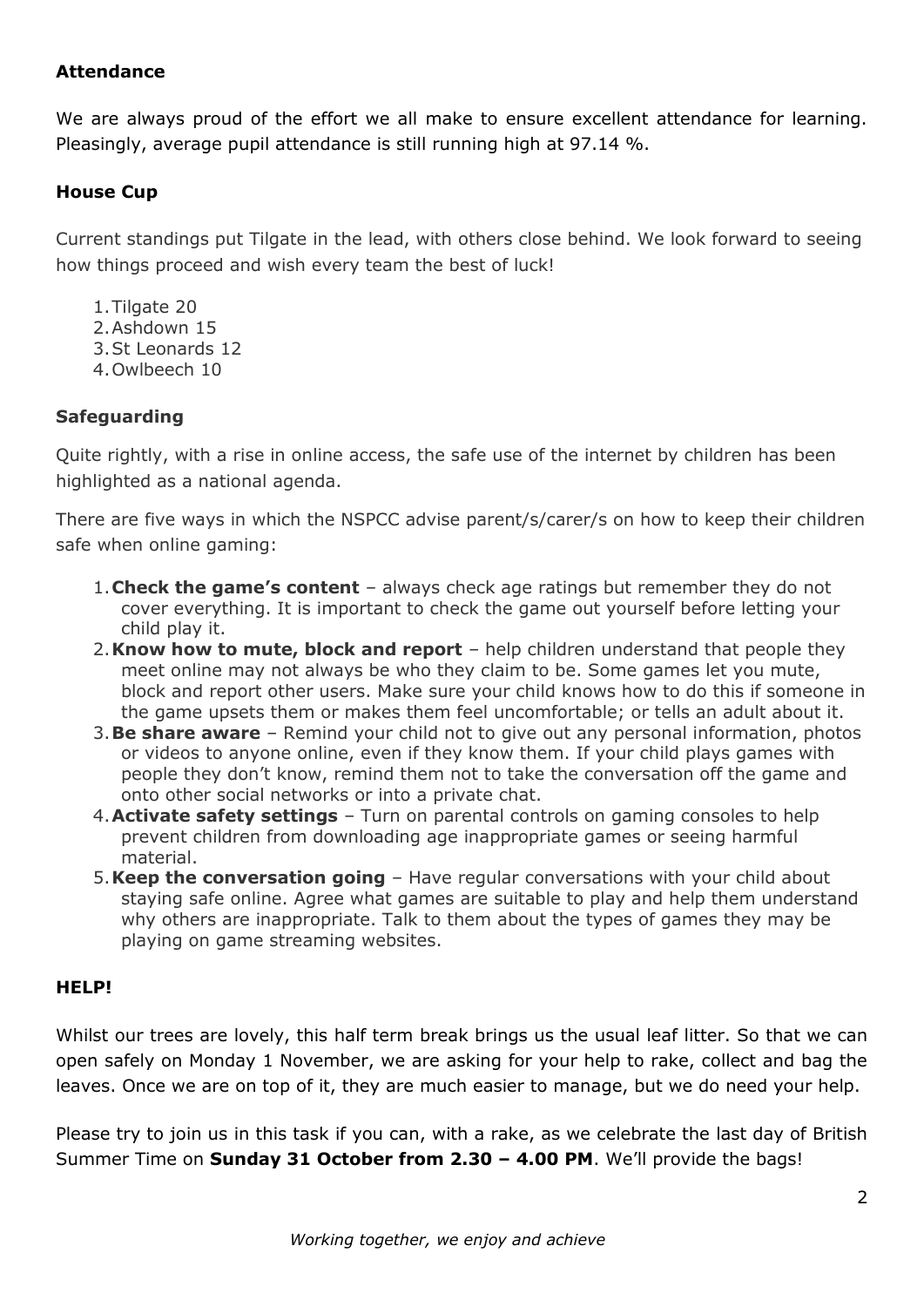**Attendance**

We are always proud of the effort we all make to ensure excellent attendance for learning. Pleasingly, average pupil attendance is still running high at 97.14 %.

**House Cup**

Current standings put Tilgate in the lead, with others close behind. We look forward to seeing how things proceed and wish every team the best of luck!

1. Tilgate 20
2. Ashdown 15
3. St Leonards 12
4. Owlbeech 10

**Safeguarding**

Quite rightly, with a rise in online access, the safe use of the internet by children has been highlighted as a national agenda.

There are five ways in which the NSPCC advise parent/s/carer/s on how to keep their children safe when online gaming:

1. **Check the game's content** – always check age ratings but remember they do not cover everything. It is important to check the game out yourself before letting your child play it.
2. **Know how to mute, block and report** – help children understand that people they meet online may not always be who they claim to be. Some games let you mute, block and report other users. Make sure your child knows how to do this if someone in the game upsets them or makes them feel uncomfortable; or tells an adult about it.
3. **Be share aware** – Remind your child not to give out any personal information, photos or videos to anyone online, even if they know them. If your child plays games with people they don't know, remind them not to take the conversation off the game and onto other social networks or into a private chat.
4. **Activate safety settings** – Turn on parental controls on gaming consoles to help prevent children from downloading age inappropriate games or seeing harmful material.
5. **Keep the conversation going** – Have regular conversations with your child about staying safe online. Agree what games are suitable to play and help them understand why others are inappropriate. Talk to them about the types of games they may be playing on game streaming websites.

**HELP!**

Whilst our trees are lovely, this half term break brings us the usual leaf litter. So that we can open safely on Monday 1 November, we are asking for your help to rake, collect and bag the leaves. Once we are on top of it, they are much easier to manage, but we do need your help.

Please try to join us in this task if you can, with a rake, as we celebrate the last day of British Summer Time on **Sunday 31 October from 2.30 – 4.00 PM**. We'll provide the bags!

*Working together, we enjoy and achieve*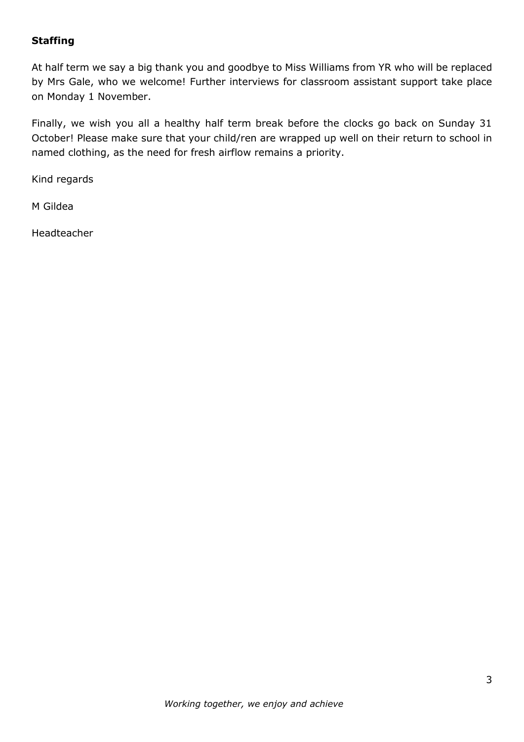**Staffing**

At half term we say a big thank you and goodbye to Miss Williams from YR who will be replaced by Mrs Gale, who we welcome! Further interviews for classroom assistant support take place on Monday 1 November.

Finally, we wish you all a healthy half term break before the clocks go back on Sunday 31 October! Please make sure that your child/ren are wrapped up well on their return to school in named clothing, as the need for fresh airflow remains a priority.

Kind regards

M Gildea

Headteacher